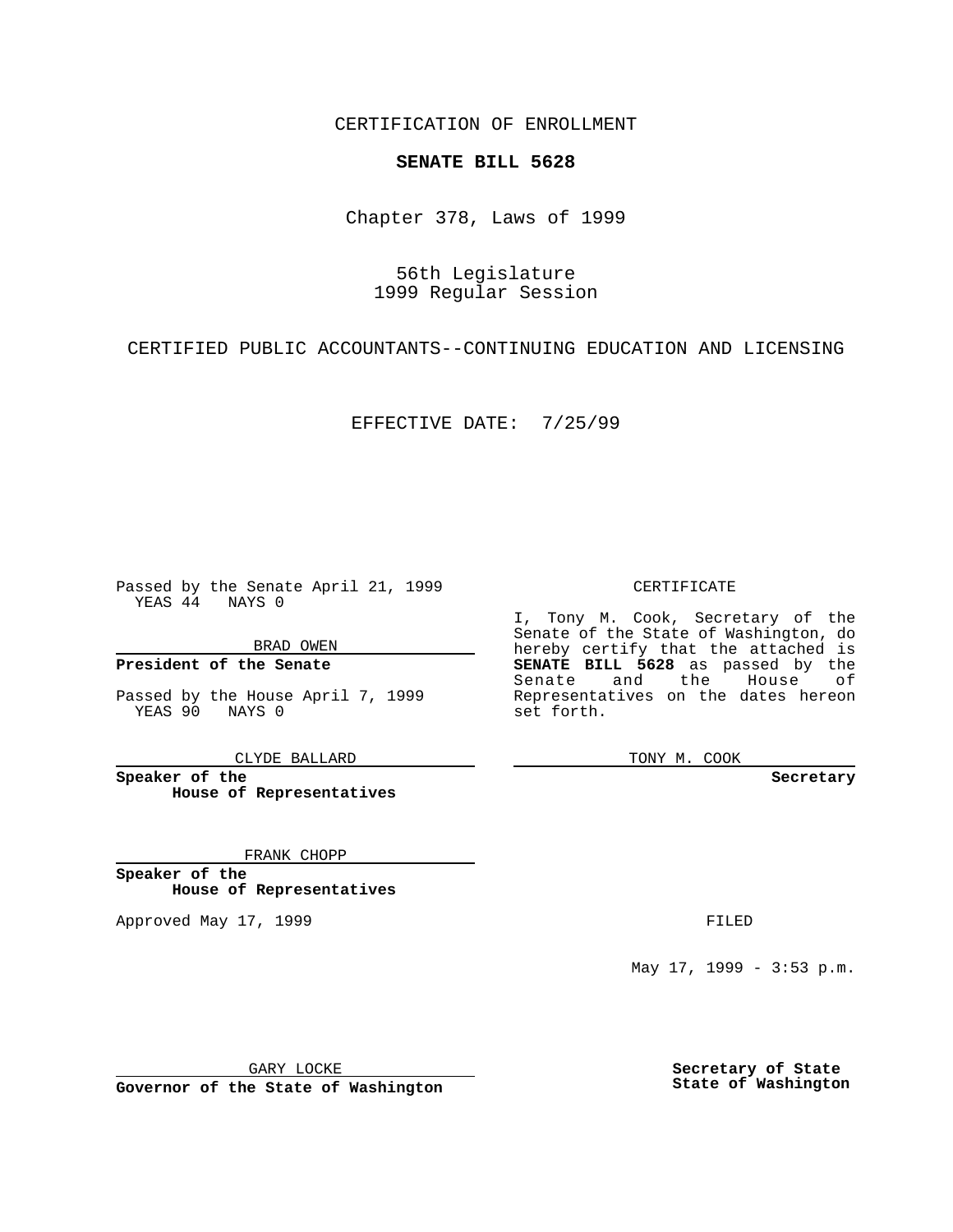CERTIFICATION OF ENROLLMENT

**SENATE BILL 5628**

Chapter 378, Laws of 1999

56th Legislature
1999 Regular Session

CERTIFIED PUBLIC ACCOUNTANTS--CONTINUING EDUCATION AND LICENSING

EFFECTIVE DATE: 7/25/99

Passed by the Senate April 21, 1999
YEAS 44 NAYS 0

BRAD OWEN

**President of the Senate**

Passed by the House April 7, 1999
YEAS 90 NAYS 0

CLYDE BALLARD

**Speaker of the House of Representatives**

FRANK CHOPP

**Speaker of the House of Representatives**

Approved May 17, 1999

GARY LOCKE

**Governor of the State of Washington**

CERTIFICATE

I, Tony M. Cook, Secretary of the Senate of the State of Washington, do hereby certify that the attached is **SENATE BILL 5628** as passed by the Senate and the House of Representatives on the dates hereon set forth.

TONY M. COOK

**Secretary**

FILED

May 17, 1999 - 3:53 p.m.

**Secretary of State**
**State of Washington**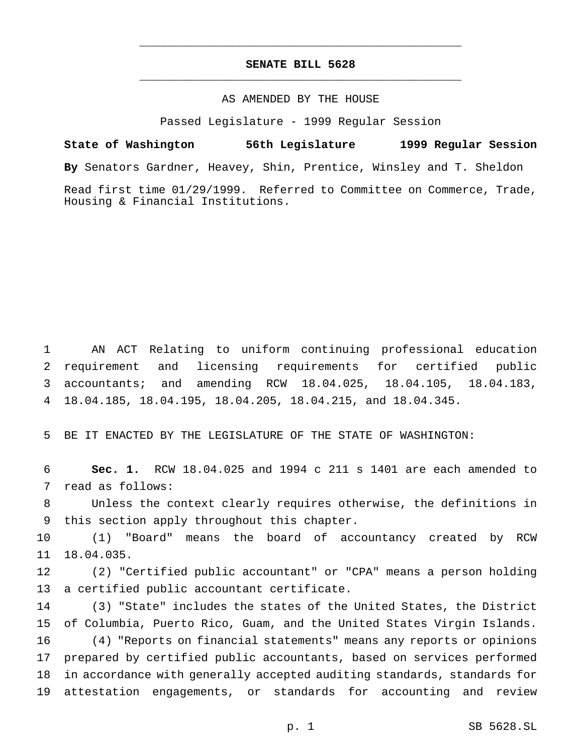# SENATE BILL 5628

AS AMENDED BY THE HOUSE

Passed Legislature - 1999 Regular Session

**State of Washington 56th Legislature 1999 Regular Session**

**By** Senators Gardner, Heavey, Shin, Prentice, Winsley and T. Sheldon

Read first time 01/29/1999. Referred to Committee on Commerce, Trade, Housing & Financial Institutions.

AN ACT Relating to uniform continuing professional education requirement and licensing requirements for certified public accountants; and amending RCW 18.04.025, 18.04.105, 18.04.183, 18.04.185, 18.04.195, 18.04.205, 18.04.215, and 18.04.345.

BE IT ENACTED BY THE LEGISLATURE OF THE STATE OF WASHINGTON:

**Sec. 1.** RCW 18.04.025 and 1994 c 211 s 1401 are each amended to read as follows:

Unless the context clearly requires otherwise, the definitions in this section apply throughout this chapter.

(1) "Board" means the board of accountancy created by RCW 18.04.035.

(2) "Certified public accountant" or "CPA" means a person holding a certified public accountant certificate.

(3) "State" includes the states of the United States, the District of Columbia, Puerto Rico, Guam, and the United States Virgin Islands.

(4) "Reports on financial statements" means any reports or opinions prepared by certified public accountants, based on services performed in accordance with generally accepted auditing standards, standards for attestation engagements, or standards for accounting and review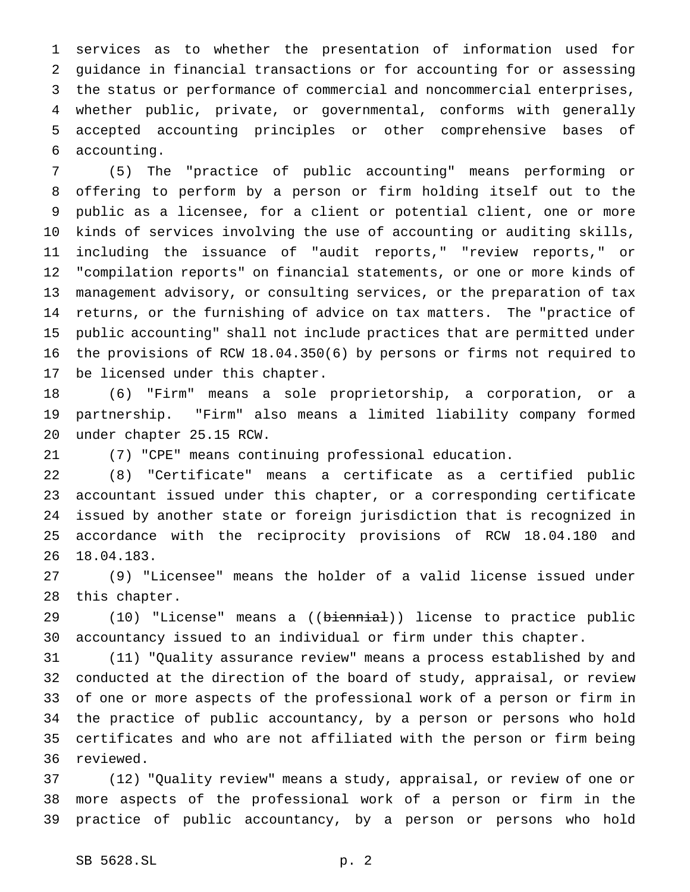services as to whether the presentation of information used for guidance in financial transactions or for accounting for or assessing the status or performance of commercial and noncommercial enterprises, whether public, private, or governmental, conforms with generally accepted accounting principles or other comprehensive bases of accounting.

(5) The "practice of public accounting" means performing or offering to perform by a person or firm holding itself out to the public as a licensee, for a client or potential client, one or more kinds of services involving the use of accounting or auditing skills, including the issuance of "audit reports," "review reports," or "compilation reports" on financial statements, or one or more kinds of management advisory, or consulting services, or the preparation of tax returns, or the furnishing of advice on tax matters. The "practice of public accounting" shall not include practices that are permitted under the provisions of RCW 18.04.350(6) by persons or firms not required to be licensed under this chapter.

(6) "Firm" means a sole proprietorship, a corporation, or a partnership. "Firm" also means a limited liability company formed under chapter 25.15 RCW.

(7) "CPE" means continuing professional education.

(8) "Certificate" means a certificate as a certified public accountant issued under this chapter, or a corresponding certificate issued by another state or foreign jurisdiction that is recognized in accordance with the reciprocity provisions of RCW 18.04.180 and 18.04.183.

(9) "Licensee" means the holder of a valid license issued under this chapter.

(10) "License" means a ((~~biennial~~)) license to practice public accountancy issued to an individual or firm under this chapter.

(11) "Quality assurance review" means a process established by and conducted at the direction of the board of study, appraisal, or review of one or more aspects of the professional work of a person or firm in the practice of public accountancy, by a person or persons who hold certificates and who are not affiliated with the person or firm being reviewed.

(12) "Quality review" means a study, appraisal, or review of one or more aspects of the professional work of a person or firm in the practice of public accountancy, by a person or persons who hold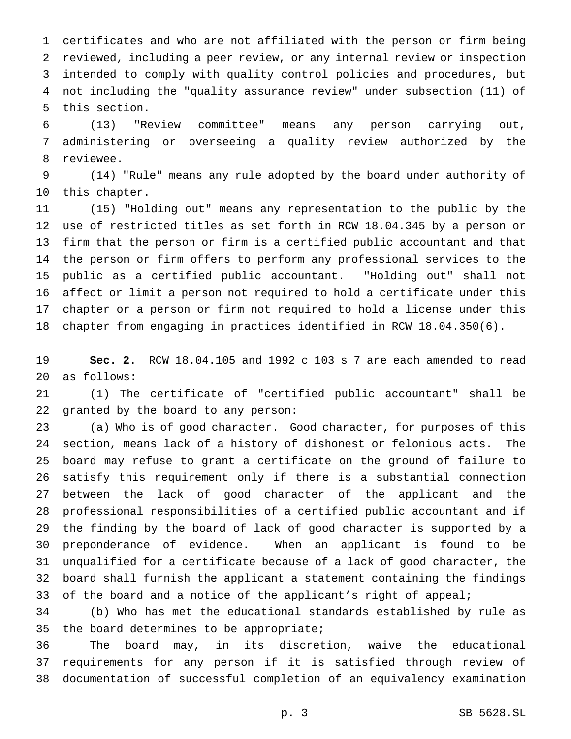certificates and who are not affiliated with the person or firm being reviewed, including a peer review, or any internal review or inspection intended to comply with quality control policies and procedures, but not including the "quality assurance review" under subsection (11) of this section.

(13) "Review committee" means any person carrying out, administering or overseeing a quality review authorized by the reviewee.

(14) "Rule" means any rule adopted by the board under authority of this chapter.

(15) "Holding out" means any representation to the public by the use of restricted titles as set forth in RCW 18.04.345 by a person or firm that the person or firm is a certified public accountant and that the person or firm offers to perform any professional services to the public as a certified public accountant. "Holding out" shall not affect or limit a person not required to hold a certificate under this chapter or a person or firm not required to hold a license under this chapter from engaging in practices identified in RCW 18.04.350(6).

**Sec. 2.** RCW 18.04.105 and 1992 c 103 s 7 are each amended to read as follows:

(1) The certificate of "certified public accountant" shall be granted by the board to any person:

(a) Who is of good character. Good character, for purposes of this section, means lack of a history of dishonest or felonious acts. The board may refuse to grant a certificate on the ground of failure to satisfy this requirement only if there is a substantial connection between the lack of good character of the applicant and the professional responsibilities of a certified public accountant and if the finding by the board of lack of good character is supported by a preponderance of evidence. When an applicant is found to be unqualified for a certificate because of a lack of good character, the board shall furnish the applicant a statement containing the findings of the board and a notice of the applicant's right of appeal;

(b) Who has met the educational standards established by rule as the board determines to be appropriate;

The board may, in its discretion, waive the educational requirements for any person if it is satisfied through review of documentation of successful completion of an equivalency examination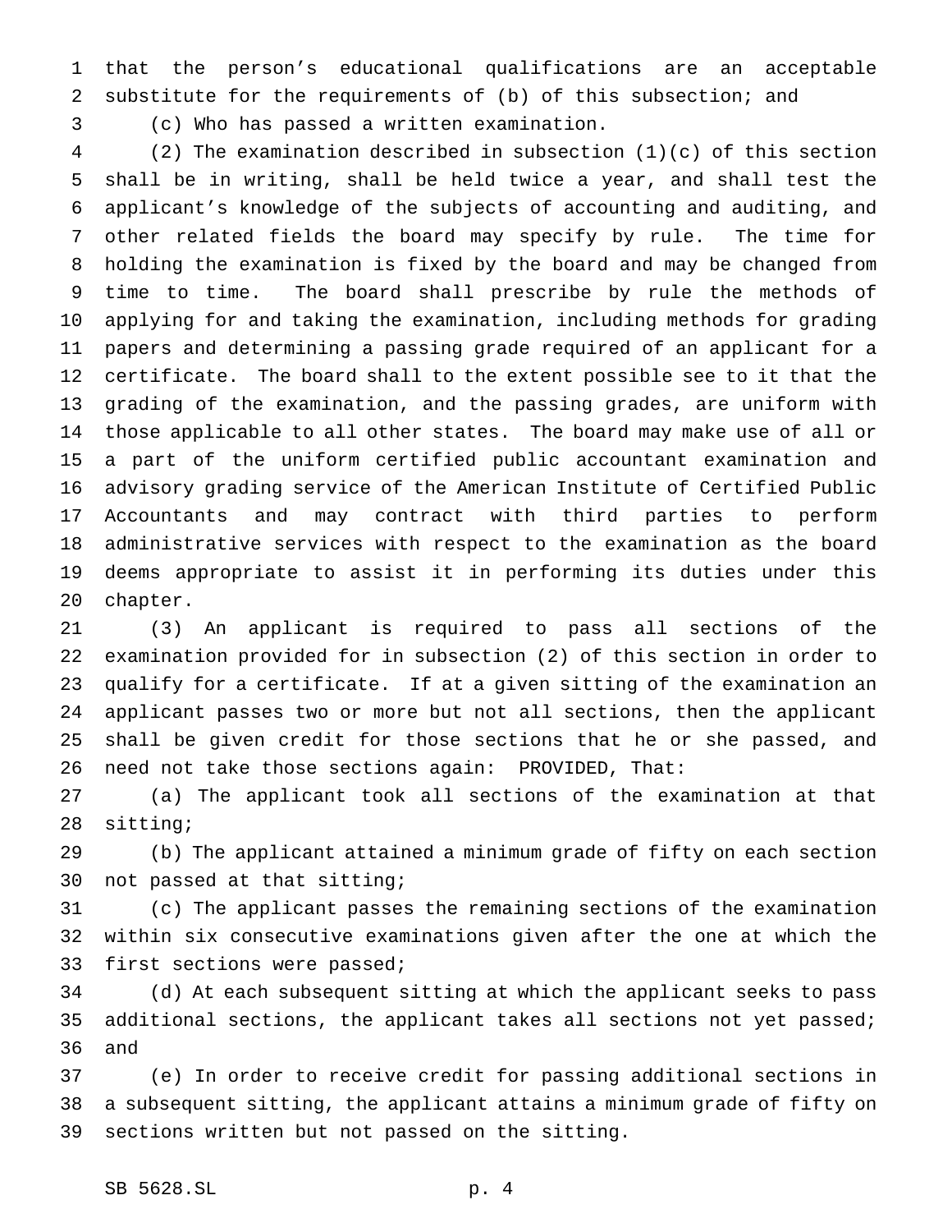that the person's educational qualifications are an acceptable substitute for the requirements of (b) of this subsection; and

(c) Who has passed a written examination.

(2) The examination described in subsection (1)(c) of this section shall be in writing, shall be held twice a year, and shall test the applicant's knowledge of the subjects of accounting and auditing, and other related fields the board may specify by rule. The time for holding the examination is fixed by the board and may be changed from time to time. The board shall prescribe by rule the methods of applying for and taking the examination, including methods for grading papers and determining a passing grade required of an applicant for a certificate. The board shall to the extent possible see to it that the grading of the examination, and the passing grades, are uniform with those applicable to all other states. The board may make use of all or a part of the uniform certified public accountant examination and advisory grading service of the American Institute of Certified Public Accountants and may contract with third parties to perform administrative services with respect to the examination as the board deems appropriate to assist it in performing its duties under this chapter.

(3) An applicant is required to pass all sections of the examination provided for in subsection (2) of this section in order to qualify for a certificate. If at a given sitting of the examination an applicant passes two or more but not all sections, then the applicant shall be given credit for those sections that he or she passed, and need not take those sections again: PROVIDED, That:

(a) The applicant took all sections of the examination at that sitting;

(b) The applicant attained a minimum grade of fifty on each section not passed at that sitting;

(c) The applicant passes the remaining sections of the examination within six consecutive examinations given after the one at which the first sections were passed;

(d) At each subsequent sitting at which the applicant seeks to pass additional sections, the applicant takes all sections not yet passed; and

(e) In order to receive credit for passing additional sections in a subsequent sitting, the applicant attains a minimum grade of fifty on sections written but not passed on the sitting.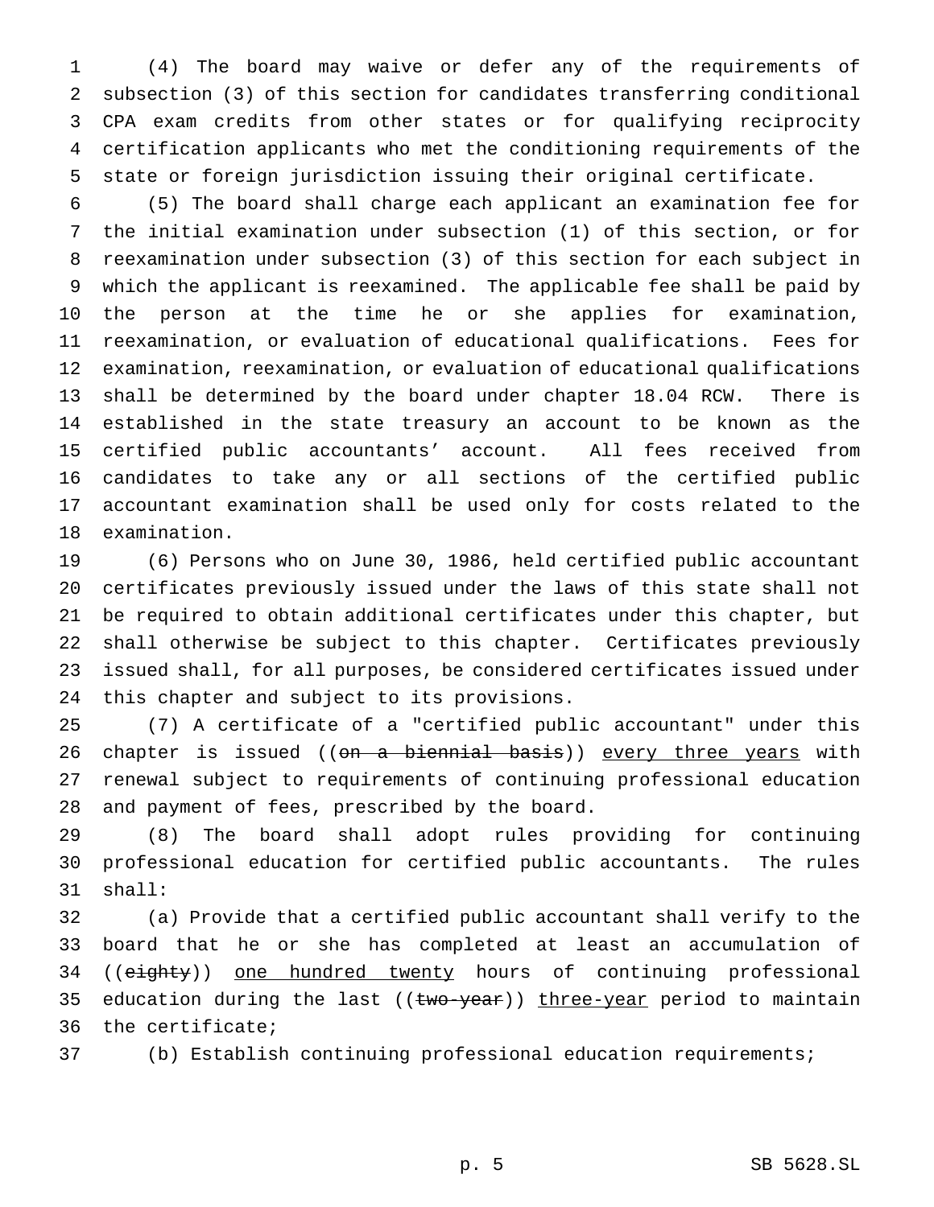(4) The board may waive or defer any of the requirements of subsection (3) of this section for candidates transferring conditional CPA exam credits from other states or for qualifying reciprocity certification applicants who met the conditioning requirements of the state or foreign jurisdiction issuing their original certificate.

(5) The board shall charge each applicant an examination fee for the initial examination under subsection (1) of this section, or for reexamination under subsection (3) of this section for each subject in which the applicant is reexamined. The applicable fee shall be paid by the person at the time he or she applies for examination, reexamination, or evaluation of educational qualifications. Fees for examination, reexamination, or evaluation of educational qualifications shall be determined by the board under chapter 18.04 RCW. There is established in the state treasury an account to be known as the certified public accountants' account. All fees received from candidates to take any or all sections of the certified public accountant examination shall be used only for costs related to the examination.

(6) Persons who on June 30, 1986, held certified public accountant certificates previously issued under the laws of this state shall not be required to obtain additional certificates under this chapter, but shall otherwise be subject to this chapter. Certificates previously issued shall, for all purposes, be considered certificates issued under this chapter and subject to its provisions.

(7) A certificate of a "certified public accountant" under this chapter is issued ((~~on a biennial basis~~)) <u>every three years</u> with renewal subject to requirements of continuing professional education and payment of fees, prescribed by the board.

(8) The board shall adopt rules providing for continuing professional education for certified public accountants. The rules shall:

(a) Provide that a certified public accountant shall verify to the board that he or she has completed at least an accumulation of ((~~eighty~~)) <u>one hundred twenty</u> hours of continuing professional education during the last ((~~two-year~~)) <u>three-year</u> period to maintain the certificate;

(b) Establish continuing professional education requirements;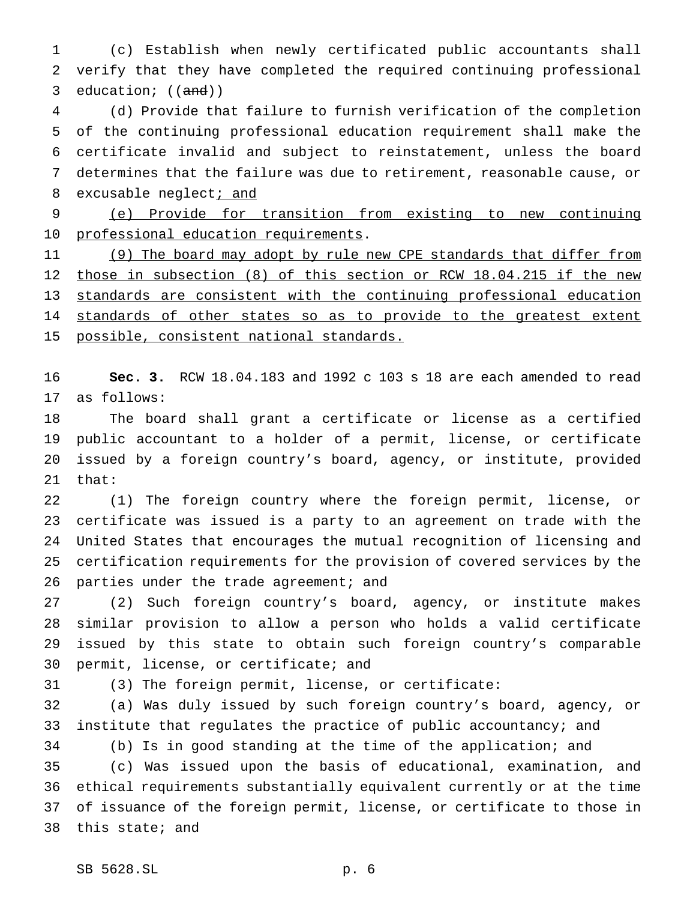(c) Establish when newly certificated public accountants shall verify that they have completed the required continuing professional education; ((~~and~~))

(d) Provide that failure to furnish verification of the completion of the continuing professional education requirement shall make the certificate invalid and subject to reinstatement, unless the board determines that the failure was due to retirement, reasonable cause, or excusable neglect<u>; and</u>

<u>(e) Provide for transition from existing to new continuing professional education requirements</u>.

<u>(9) The board may adopt by rule new CPE standards that differ from those in subsection (8) of this section or RCW 18.04.215 if the new standards are consistent with the continuing professional education standards of other states so as to provide to the greatest extent possible, consistent national standards.</u>

**Sec. 3.** RCW 18.04.183 and 1992 c 103 s 18 are each amended to read as follows:

The board shall grant a certificate or license as a certified public accountant to a holder of a permit, license, or certificate issued by a foreign country's board, agency, or institute, provided that:

(1) The foreign country where the foreign permit, license, or certificate was issued is a party to an agreement on trade with the United States that encourages the mutual recognition of licensing and certification requirements for the provision of covered services by the parties under the trade agreement; and

(2) Such foreign country's board, agency, or institute makes similar provision to allow a person who holds a valid certificate issued by this state to obtain such foreign country's comparable permit, license, or certificate; and

(3) The foreign permit, license, or certificate:

(a) Was duly issued by such foreign country's board, agency, or institute that regulates the practice of public accountancy; and

(b) Is in good standing at the time of the application; and

(c) Was issued upon the basis of educational, examination, and ethical requirements substantially equivalent currently or at the time of issuance of the foreign permit, license, or certificate to those in this state; and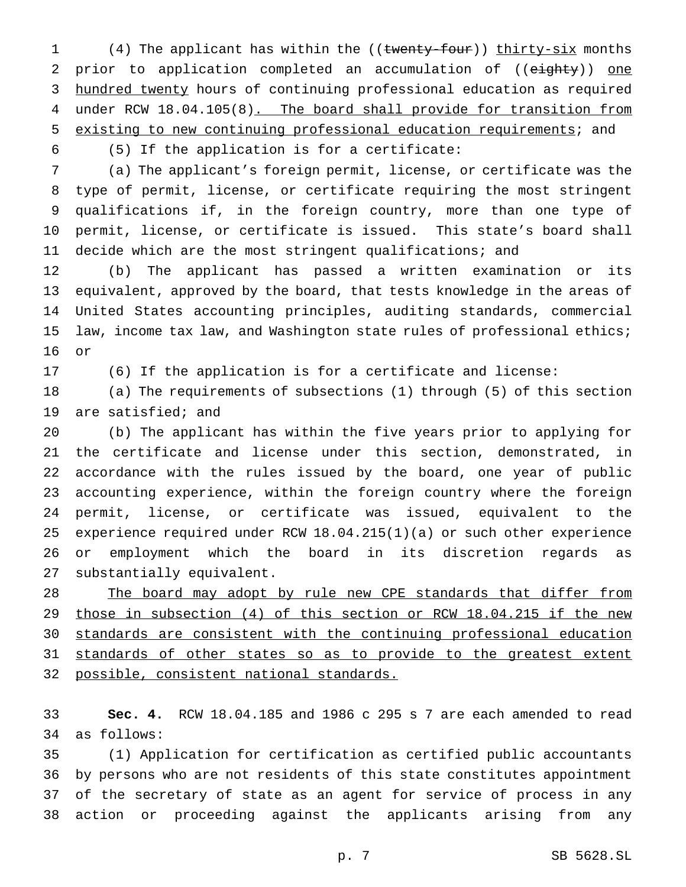(4) The applicant has within the ((~~twenty-four~~)) <u>thirty-six</u> months prior to application completed an accumulation of ((~~eighty~~)) <u>one hundred twenty</u> hours of continuing professional education as required under RCW 18.04.105(8)<u>. The board shall provide for transition from existing to new continuing professional education requirements</u>; and

(5) If the application is for a certificate:

(a) The applicant's foreign permit, license, or certificate was the type of permit, license, or certificate requiring the most stringent qualifications if, in the foreign country, more than one type of permit, license, or certificate is issued. This state's board shall decide which are the most stringent qualifications; and

(b) The applicant has passed a written examination or its equivalent, approved by the board, that tests knowledge in the areas of United States accounting principles, auditing standards, commercial law, income tax law, and Washington state rules of professional ethics; or

(6) If the application is for a certificate and license:

(a) The requirements of subsections (1) through (5) of this section are satisfied; and

(b) The applicant has within the five years prior to applying for the certificate and license under this section, demonstrated, in accordance with the rules issued by the board, one year of public accounting experience, within the foreign country where the foreign permit, license, or certificate was issued, equivalent to the experience required under RCW 18.04.215(1)(a) or such other experience or employment which the board in its discretion regards as substantially equivalent.

<u>The board may adopt by rule new CPE standards that differ from those in subsection (4) of this section or RCW 18.04.215 if the new standards are consistent with the continuing professional education standards of other states so as to provide to the greatest extent possible, consistent national standards.</u>

**Sec. 4.** RCW 18.04.185 and 1986 c 295 s 7 are each amended to read as follows:

(1) Application for certification as certified public accountants by persons who are not residents of this state constitutes appointment of the secretary of state as an agent for service of process in any action or proceeding against the applicants arising from any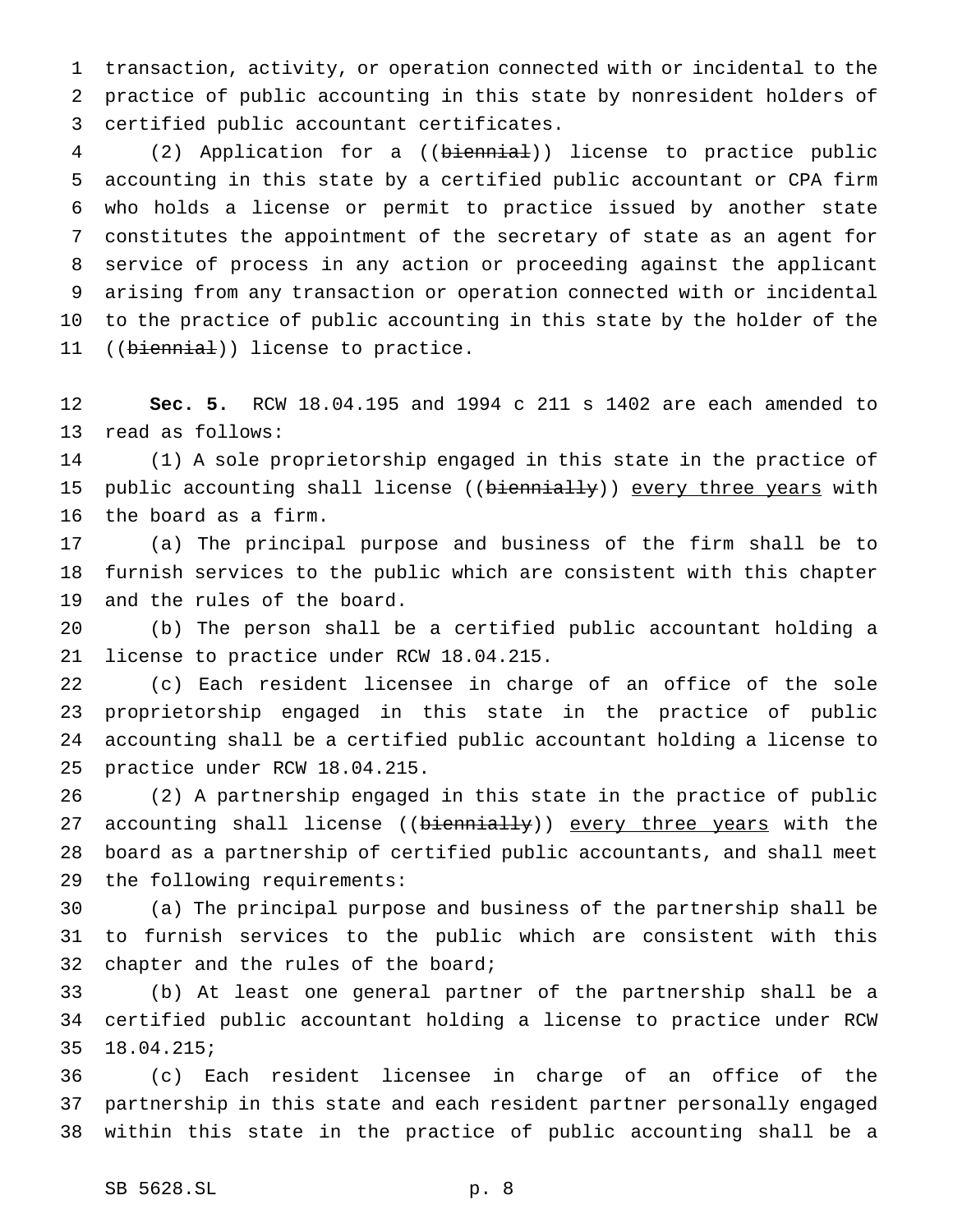transaction, activity, or operation connected with or incidental to the practice of public accounting in this state by nonresident holders of certified public accountant certificates.

(2) Application for a ((~~biennial~~)) license to practice public accounting in this state by a certified public accountant or CPA firm who holds a license or permit to practice issued by another state constitutes the appointment of the secretary of state as an agent for service of process in any action or proceeding against the applicant arising from any transaction or operation connected with or incidental to the practice of public accounting in this state by the holder of the ((~~biennial~~)) license to practice.

**Sec. 5.** RCW 18.04.195 and 1994 c 211 s 1402 are each amended to read as follows:

(1) A sole proprietorship engaged in this state in the practice of public accounting shall license ((~~biennially~~)) <u>every three years</u> with the board as a firm.

(a) The principal purpose and business of the firm shall be to furnish services to the public which are consistent with this chapter and the rules of the board.

(b) The person shall be a certified public accountant holding a license to practice under RCW 18.04.215.

(c) Each resident licensee in charge of an office of the sole proprietorship engaged in this state in the practice of public accounting shall be a certified public accountant holding a license to practice under RCW 18.04.215.

(2) A partnership engaged in this state in the practice of public accounting shall license ((~~biennially~~)) <u>every three years</u> with the board as a partnership of certified public accountants, and shall meet the following requirements:

(a) The principal purpose and business of the partnership shall be to furnish services to the public which are consistent with this chapter and the rules of the board;

(b) At least one general partner of the partnership shall be a certified public accountant holding a license to practice under RCW 18.04.215;

(c) Each resident licensee in charge of an office of the partnership in this state and each resident partner personally engaged within this state in the practice of public accounting shall be a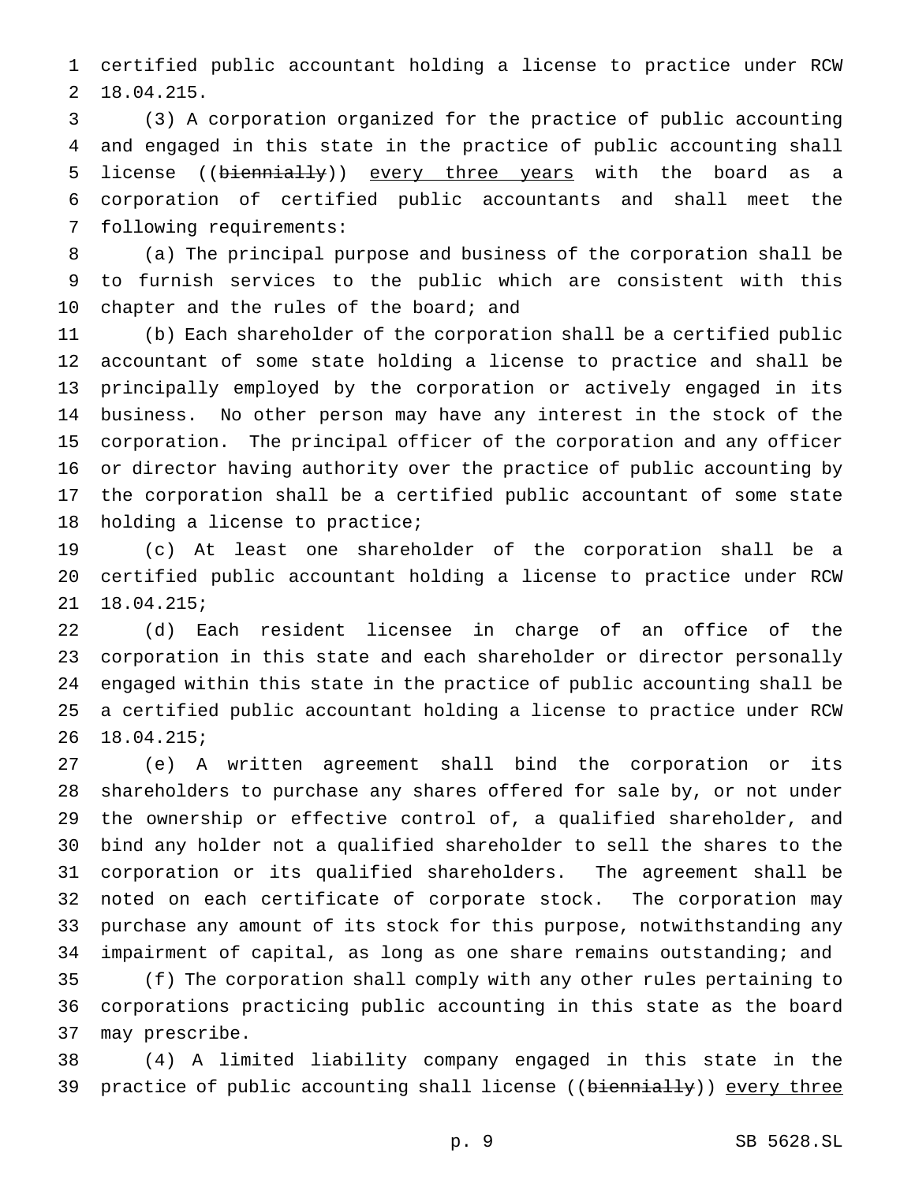certified public accountant holding a license to practice under RCW 18.04.215.

(3) A corporation organized for the practice of public accounting and engaged in this state in the practice of public accounting shall license ((~~biennially~~)) <u>every three years</u> with the board as a corporation of certified public accountants and shall meet the following requirements:

(a) The principal purpose and business of the corporation shall be to furnish services to the public which are consistent with this chapter and the rules of the board; and

(b) Each shareholder of the corporation shall be a certified public accountant of some state holding a license to practice and shall be principally employed by the corporation or actively engaged in its business. No other person may have any interest in the stock of the corporation. The principal officer of the corporation and any officer or director having authority over the practice of public accounting by the corporation shall be a certified public accountant of some state holding a license to practice;

(c) At least one shareholder of the corporation shall be a certified public accountant holding a license to practice under RCW 18.04.215;

(d) Each resident licensee in charge of an office of the corporation in this state and each shareholder or director personally engaged within this state in the practice of public accounting shall be a certified public accountant holding a license to practice under RCW 18.04.215;

(e) A written agreement shall bind the corporation or its shareholders to purchase any shares offered for sale by, or not under the ownership or effective control of, a qualified shareholder, and bind any holder not a qualified shareholder to sell the shares to the corporation or its qualified shareholders. The agreement shall be noted on each certificate of corporate stock. The corporation may purchase any amount of its stock for this purpose, notwithstanding any impairment of capital, as long as one share remains outstanding; and

(f) The corporation shall comply with any other rules pertaining to corporations practicing public accounting in this state as the board may prescribe.

(4) A limited liability company engaged in this state in the practice of public accounting shall license ((~~biennially~~)) <u>every three</u>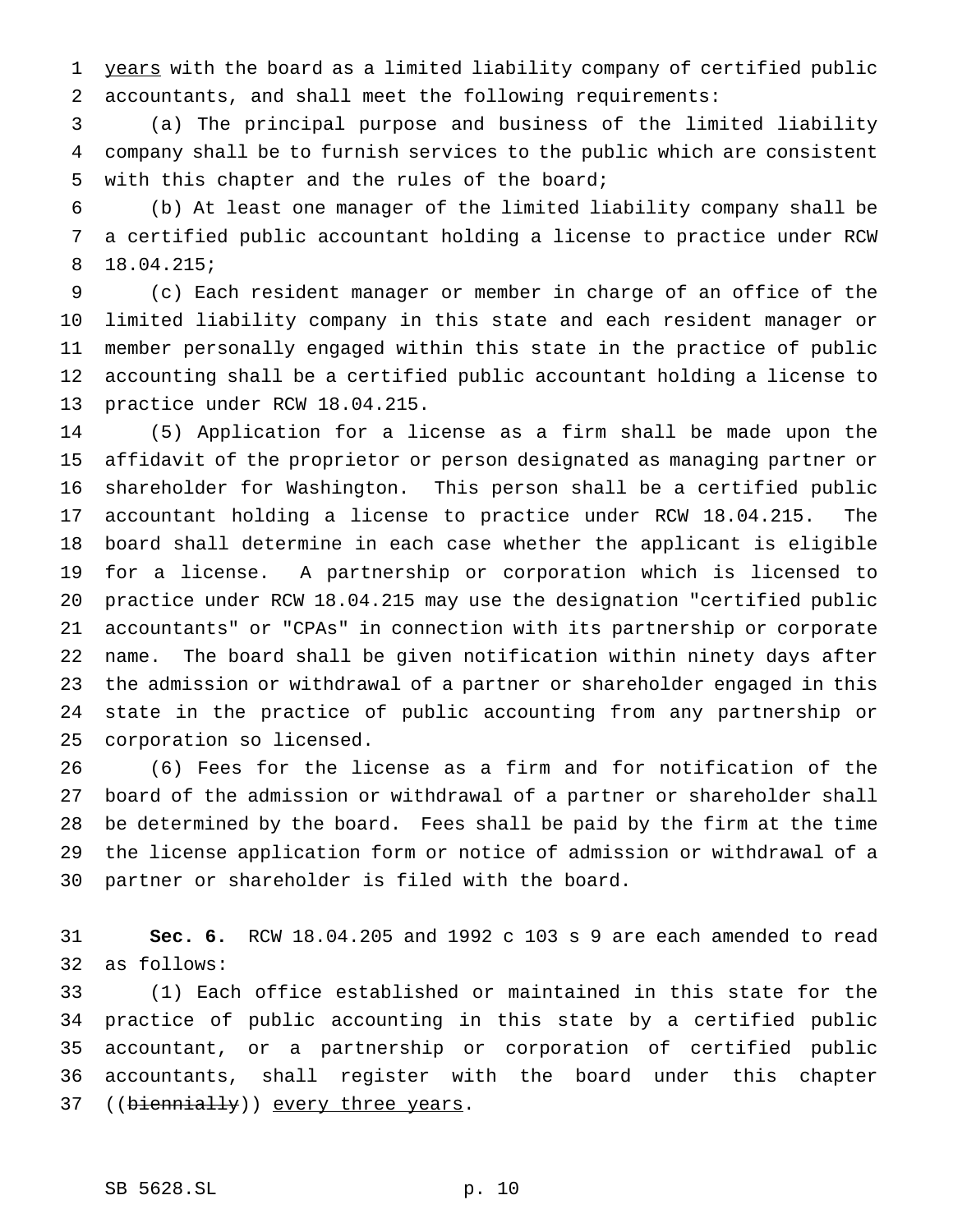years with the board as a limited liability company of certified public accountants, and shall meet the following requirements:

(a) The principal purpose and business of the limited liability company shall be to furnish services to the public which are consistent with this chapter and the rules of the board;

(b) At least one manager of the limited liability company shall be a certified public accountant holding a license to practice under RCW 18.04.215;

(c) Each resident manager or member in charge of an office of the limited liability company in this state and each resident manager or member personally engaged within this state in the practice of public accounting shall be a certified public accountant holding a license to practice under RCW 18.04.215.

(5) Application for a license as a firm shall be made upon the affidavit of the proprietor or person designated as managing partner or shareholder for Washington. This person shall be a certified public accountant holding a license to practice under RCW 18.04.215. The board shall determine in each case whether the applicant is eligible for a license. A partnership or corporation which is licensed to practice under RCW 18.04.215 may use the designation "certified public accountants" or "CPAs" in connection with its partnership or corporate name. The board shall be given notification within ninety days after the admission or withdrawal of a partner or shareholder engaged in this state in the practice of public accounting from any partnership or corporation so licensed.

(6) Fees for the license as a firm and for notification of the board of the admission or withdrawal of a partner or shareholder shall be determined by the board. Fees shall be paid by the firm at the time the license application form or notice of admission or withdrawal of a partner or shareholder is filed with the board.

**Sec. 6.** RCW 18.04.205 and 1992 c 103 s 9 are each amended to read as follows:

(1) Each office established or maintained in this state for the practice of public accounting in this state by a certified public accountant, or a partnership or corporation of certified public accountants, shall register with the board under this chapter ((~~biennially~~)) every three years.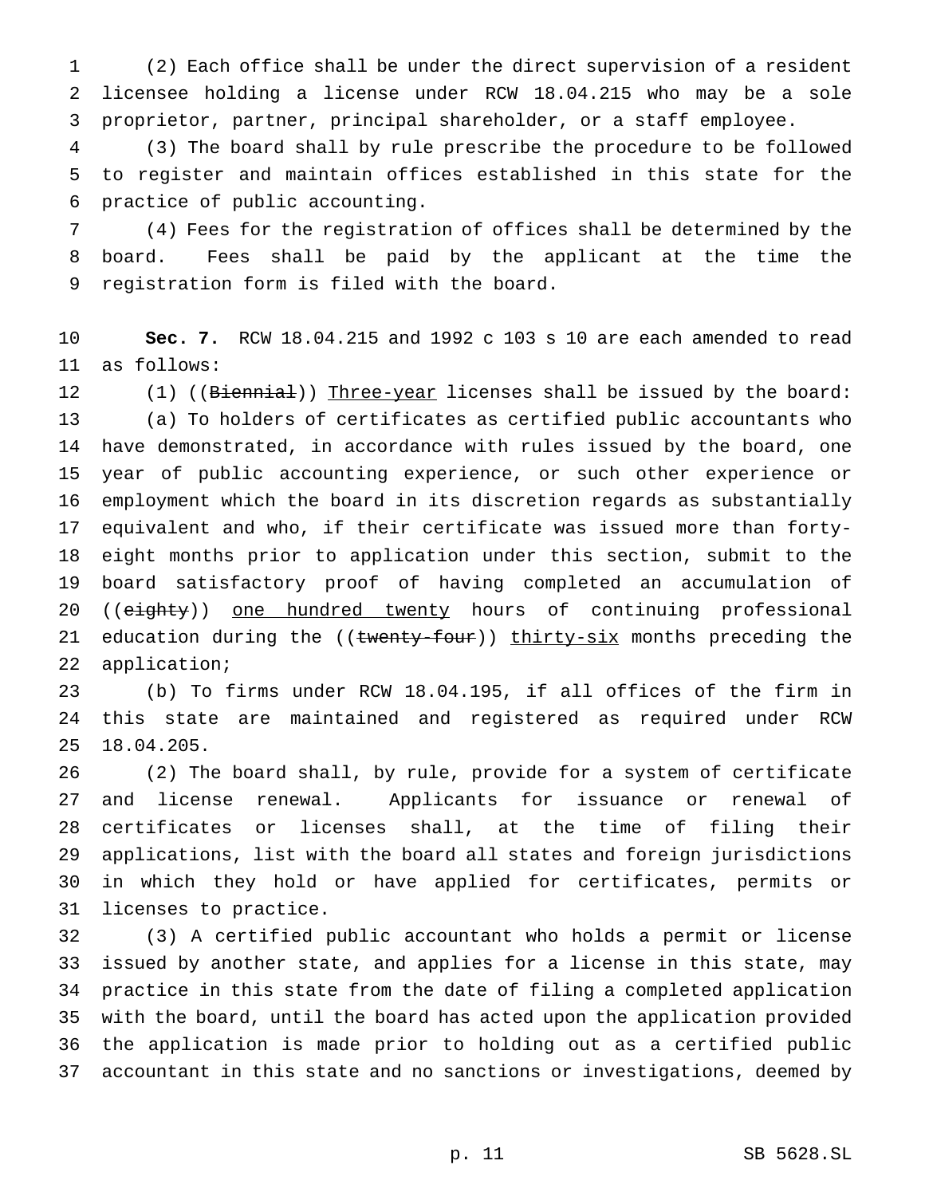(2) Each office shall be under the direct supervision of a resident licensee holding a license under RCW 18.04.215 who may be a sole proprietor, partner, principal shareholder, or a staff employee.

(3) The board shall by rule prescribe the procedure to be followed to register and maintain offices established in this state for the practice of public accounting.

(4) Fees for the registration of offices shall be determined by the board. Fees shall be paid by the applicant at the time the registration form is filed with the board.

**Sec. 7.** RCW 18.04.215 and 1992 c 103 s 10 are each amended to read as follows:

(1) ((~~Biennial~~)) <u>Three-year</u> licenses shall be issued by the board:

(a) To holders of certificates as certified public accountants who have demonstrated, in accordance with rules issued by the board, one year of public accounting experience, or such other experience or employment which the board in its discretion regards as substantially equivalent and who, if their certificate was issued more than forty-eight months prior to application under this section, submit to the board satisfactory proof of having completed an accumulation of ((~~eighty~~)) <u>one hundred twenty</u> hours of continuing professional education during the ((~~twenty-four~~)) <u>thirty-six</u> months preceding the application;

(b) To firms under RCW 18.04.195, if all offices of the firm in this state are maintained and registered as required under RCW 18.04.205.

(2) The board shall, by rule, provide for a system of certificate and license renewal. Applicants for issuance or renewal of certificates or licenses shall, at the time of filing their applications, list with the board all states and foreign jurisdictions in which they hold or have applied for certificates, permits or licenses to practice.

(3) A certified public accountant who holds a permit or license issued by another state, and applies for a license in this state, may practice in this state from the date of filing a completed application with the board, until the board has acted upon the application provided the application is made prior to holding out as a certified public accountant in this state and no sanctions or investigations, deemed by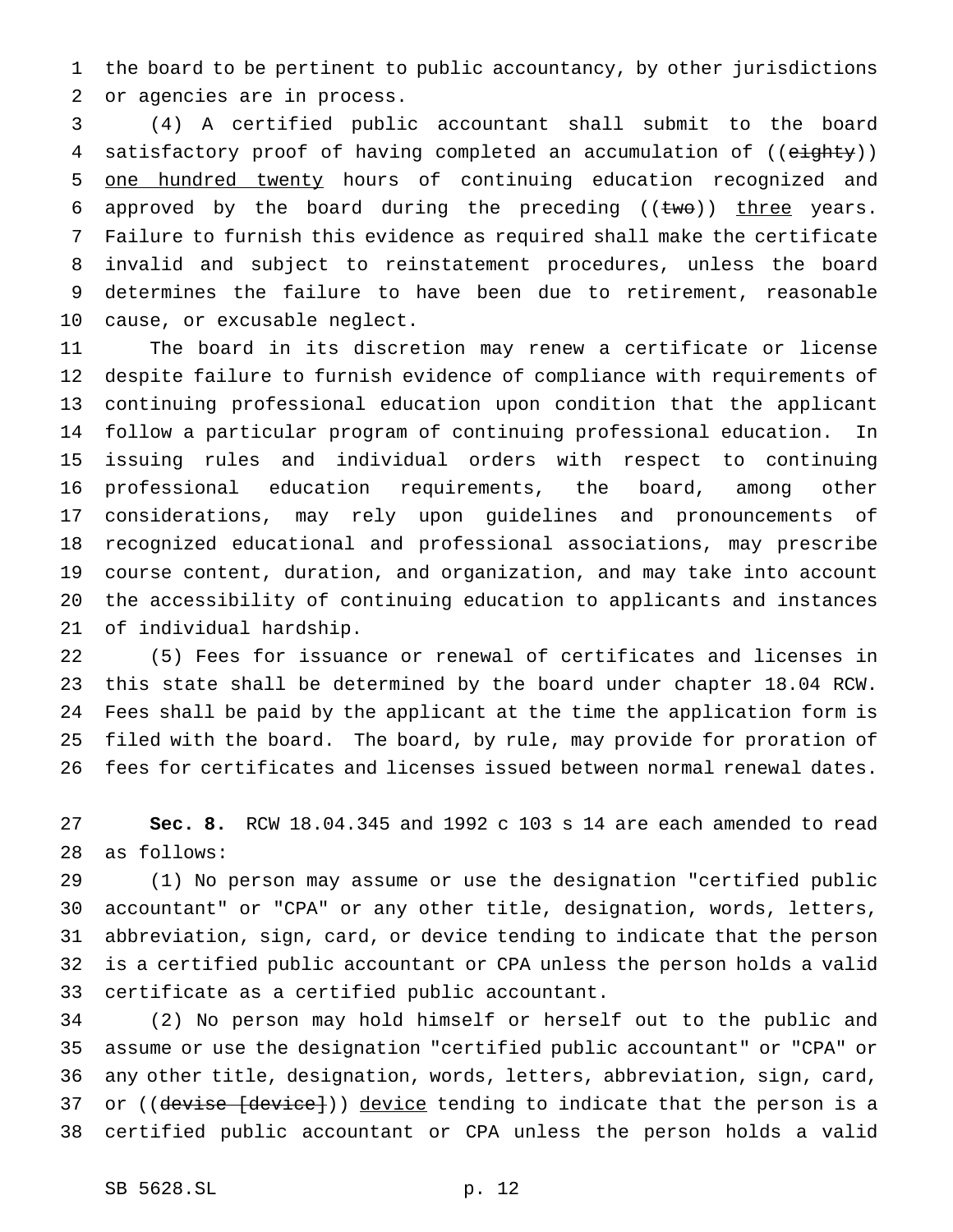the board to be pertinent to public accountancy, by other jurisdictions or agencies are in process.

(4) A certified public accountant shall submit to the board satisfactory proof of having completed an accumulation of ((~~eighty~~)) one hundred twenty hours of continuing education recognized and approved by the board during the preceding ((~~two~~)) three years. Failure to furnish this evidence as required shall make the certificate invalid and subject to reinstatement procedures, unless the board determines the failure to have been due to retirement, reasonable cause, or excusable neglect.

The board in its discretion may renew a certificate or license despite failure to furnish evidence of compliance with requirements of continuing professional education upon condition that the applicant follow a particular program of continuing professional education. In issuing rules and individual orders with respect to continuing professional education requirements, the board, among other considerations, may rely upon guidelines and pronouncements of recognized educational and professional associations, may prescribe course content, duration, and organization, and may take into account the accessibility of continuing education to applicants and instances of individual hardship.

(5) Fees for issuance or renewal of certificates and licenses in this state shall be determined by the board under chapter 18.04 RCW. Fees shall be paid by the applicant at the time the application form is filed with the board. The board, by rule, may provide for proration of fees for certificates and licenses issued between normal renewal dates.

**Sec. 8.** RCW 18.04.345 and 1992 c 103 s 14 are each amended to read as follows:

(1) No person may assume or use the designation "certified public accountant" or "CPA" or any other title, designation, words, letters, abbreviation, sign, card, or device tending to indicate that the person is a certified public accountant or CPA unless the person holds a valid certificate as a certified public accountant.

(2) No person may hold himself or herself out to the public and assume or use the designation "certified public accountant" or "CPA" or any other title, designation, words, letters, abbreviation, sign, card, or ((~~devise [device]~~)) device tending to indicate that the person is a certified public accountant or CPA unless the person holds a valid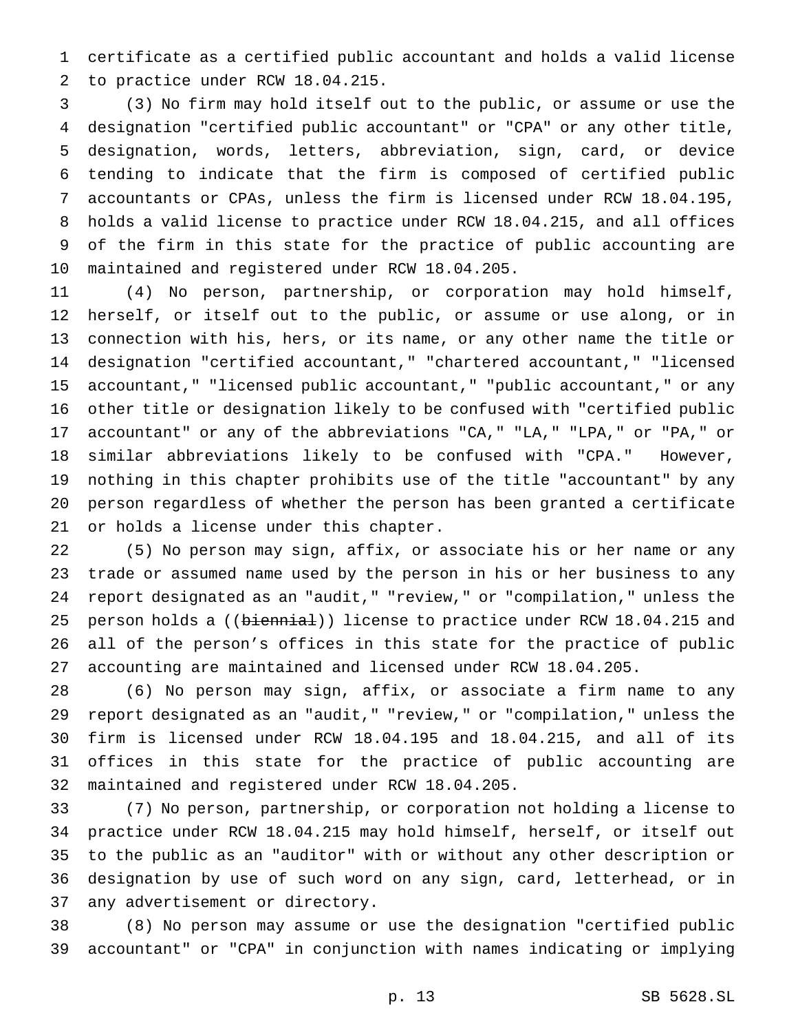certificate as a certified public accountant and holds a valid license to practice under RCW 18.04.215.

(3) No firm may hold itself out to the public, or assume or use the designation "certified public accountant" or "CPA" or any other title, designation, words, letters, abbreviation, sign, card, or device tending to indicate that the firm is composed of certified public accountants or CPAs, unless the firm is licensed under RCW 18.04.195, holds a valid license to practice under RCW 18.04.215, and all offices of the firm in this state for the practice of public accounting are maintained and registered under RCW 18.04.205.

(4) No person, partnership, or corporation may hold himself, herself, or itself out to the public, or assume or use along, or in connection with his, hers, or its name, or any other name the title or designation "certified accountant," "chartered accountant," "licensed accountant," "licensed public accountant," "public accountant," or any other title or designation likely to be confused with "certified public accountant" or any of the abbreviations "CA," "LA," "LPA," or "PA," or similar abbreviations likely to be confused with "CPA." However, nothing in this chapter prohibits use of the title "accountant" by any person regardless of whether the person has been granted a certificate or holds a license under this chapter.

(5) No person may sign, affix, or associate his or her name or any trade or assumed name used by the person in his or her business to any report designated as an "audit," "review," or "compilation," unless the person holds a ((~~biennial~~)) license to practice under RCW 18.04.215 and all of the person's offices in this state for the practice of public accounting are maintained and licensed under RCW 18.04.205.

(6) No person may sign, affix, or associate a firm name to any report designated as an "audit," "review," or "compilation," unless the firm is licensed under RCW 18.04.195 and 18.04.215, and all of its offices in this state for the practice of public accounting are maintained and registered under RCW 18.04.205.

(7) No person, partnership, or corporation not holding a license to practice under RCW 18.04.215 may hold himself, herself, or itself out to the public as an "auditor" with or without any other description or designation by use of such word on any sign, card, letterhead, or in any advertisement or directory.

(8) No person may assume or use the designation "certified public accountant" or "CPA" in conjunction with names indicating or implying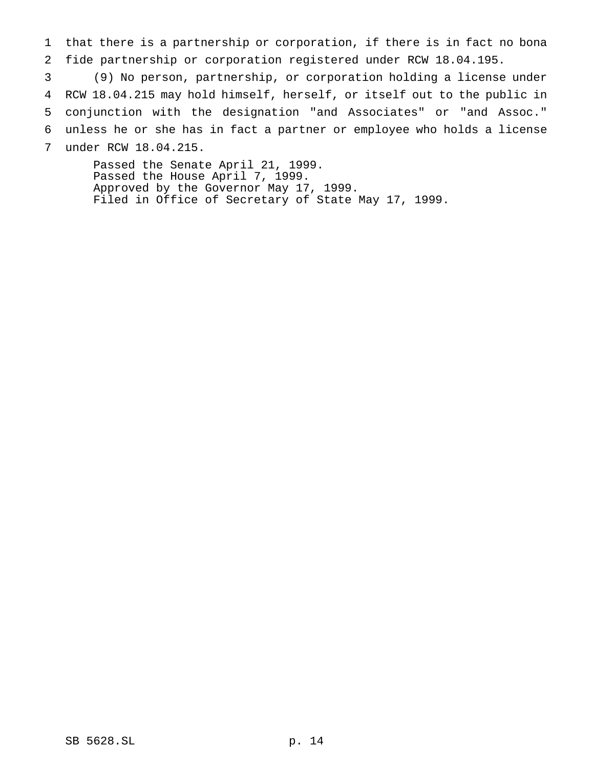that there is a partnership or corporation, if there is in fact no bona fide partnership or corporation registered under RCW 18.04.195.

(9) No person, partnership, or corporation holding a license under RCW 18.04.215 may hold himself, herself, or itself out to the public in conjunction with the designation "and Associates" or "and Assoc." unless he or she has in fact a partner or employee who holds a license under RCW 18.04.215.

Passed the Senate April 21, 1999.
Passed the House April 7, 1999.
Approved by the Governor May 17, 1999.
Filed in Office of Secretary of State May 17, 1999.